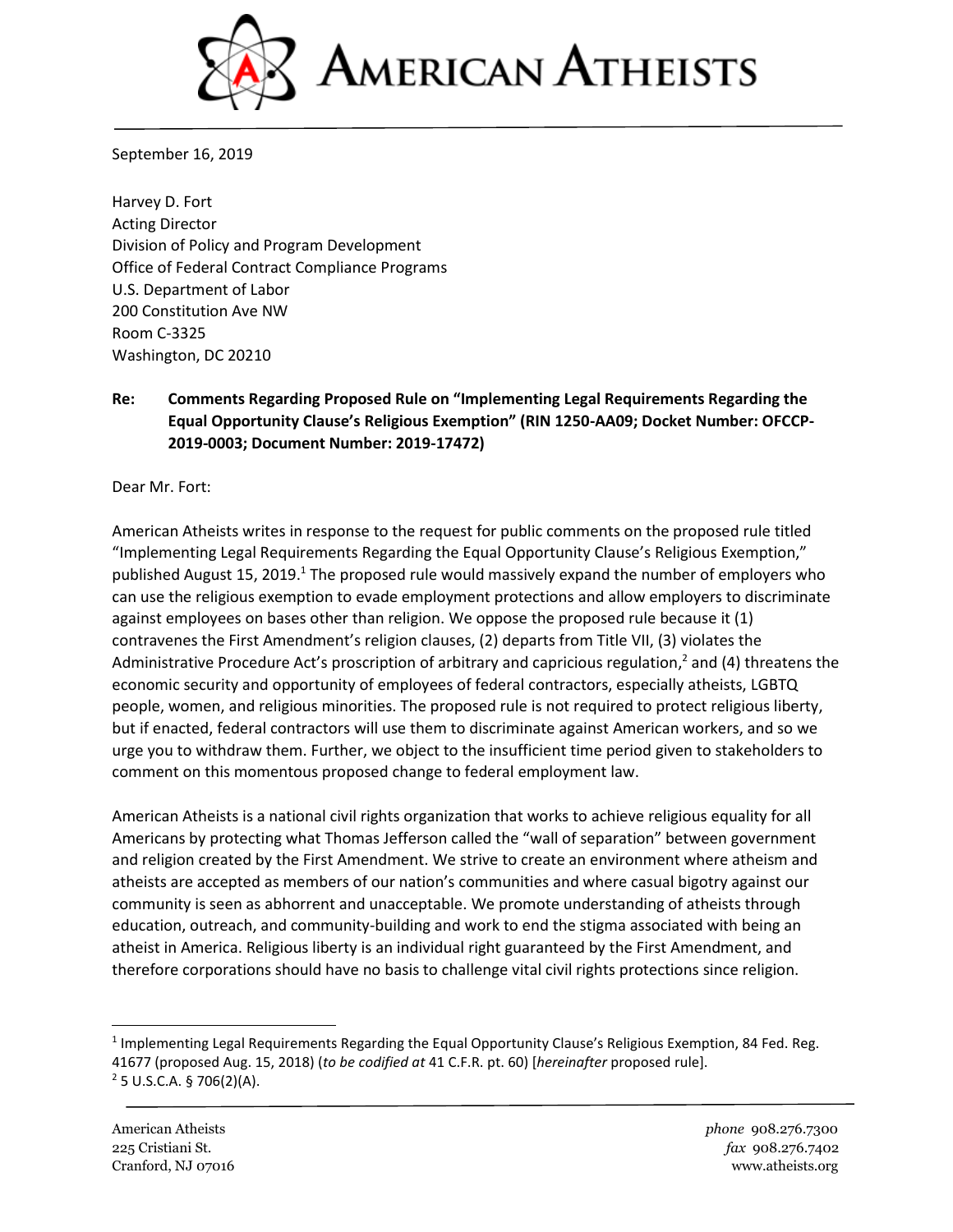# AMERICAN ATHEISTS

September 16, 2019

Harvey D. Fort
Acting Director
Division of Policy and Program Development
Office of Federal Contract Compliance Programs
U.S. Department of Labor
200 Constitution Ave NW
Room C-3325
Washington, DC 20210

**Re: Comments Regarding Proposed Rule on "Implementing Legal Requirements Regarding the Equal Opportunity Clause's Religious Exemption" (RIN 1250-AA09; Docket Number: OFCCP-2019-0003; Document Number: 2019-17472)**

Dear Mr. Fort:

American Atheists writes in response to the request for public comments on the proposed rule titled "Implementing Legal Requirements Regarding the Equal Opportunity Clause's Religious Exemption," published August 15, 2019.[1] The proposed rule would massively expand the number of employers who can use the religious exemption to evade employment protections and allow employers to discriminate against employees on bases other than religion. We oppose the proposed rule because it (1) contravenes the First Amendment's religion clauses, (2) departs from Title VII, (3) violates the Administrative Procedure Act's proscription of arbitrary and capricious regulation,[2] and (4) threatens the economic security and opportunity of employees of federal contractors, especially atheists, LGBTQ people, women, and religious minorities. The proposed rule is not required to protect religious liberty, but if enacted, federal contractors will use them to discriminate against American workers, and so we urge you to withdraw them. Further, we object to the insufficient time period given to stakeholders to comment on this momentous proposed change to federal employment law.

American Atheists is a national civil rights organization that works to achieve religious equality for all Americans by protecting what Thomas Jefferson called the "wall of separation" between government and religion created by the First Amendment. We strive to create an environment where atheism and atheists are accepted as members of our nation's communities and where casual bigotry against our community is seen as abhorrent and unacceptable. We promote understanding of atheists through education, outreach, and community-building and work to end the stigma associated with being an atheist in America. Religious liberty is an individual right guaranteed by the First Amendment, and therefore corporations should have no basis to challenge vital civil rights protections since religion.

---

[1] Implementing Legal Requirements Regarding the Equal Opportunity Clause's Religious Exemption, 84 Fed. Reg. 41677 (proposed Aug. 15, 2018) (*to be codified at* 41 C.F.R. pt. 60) [*hereinafter* proposed rule].

[2] 5 U.S.C.A. § 706(2)(A).

American Atheists
225 Cristiani St.
Cranford, NJ 07016

*phone* 908.276.7300
*fax* 908.276.7402
www.atheists.org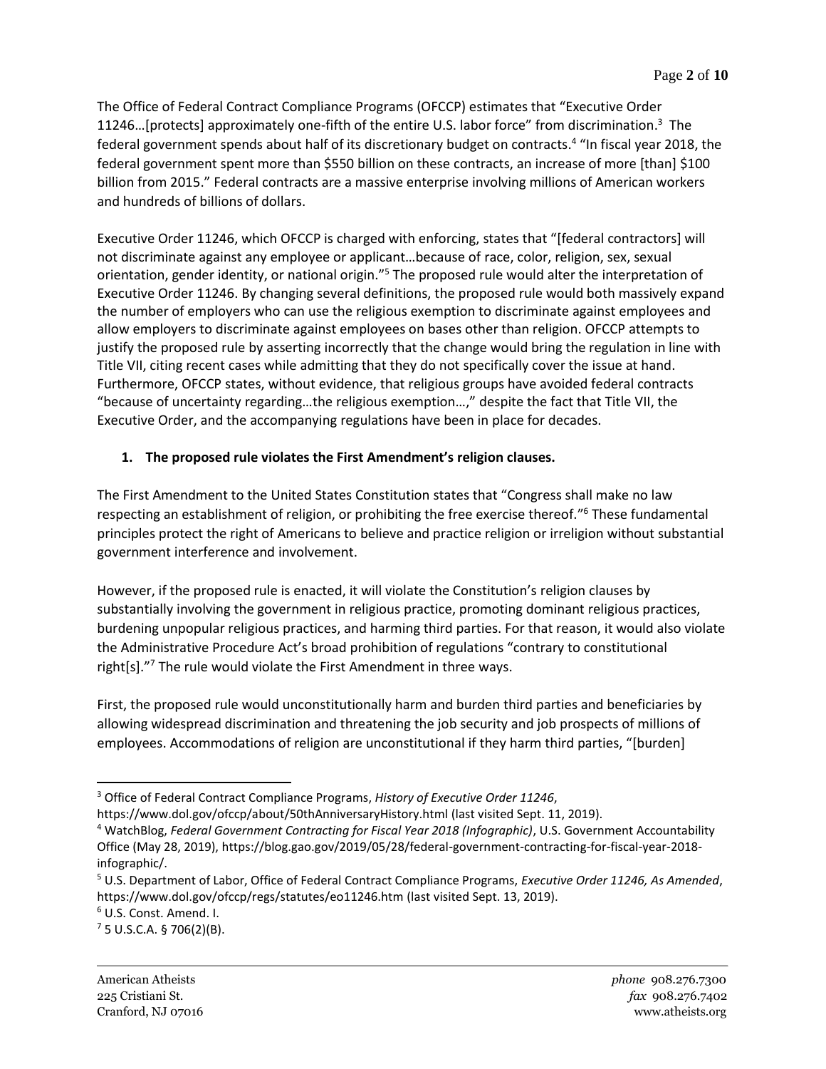The Office of Federal Contract Compliance Programs (OFCCP) estimates that "Executive Order 11246…[protects] approximately one-fifth of the entire U.S. labor force" from discrimination.[3] The federal government spends about half of its discretionary budget on contracts.[4] "In fiscal year 2018, the federal government spent more than $550 billion on these contracts, an increase of more [than] $100 billion from 2015." Federal contracts are a massive enterprise involving millions of American workers and hundreds of billions of dollars.

Executive Order 11246, which OFCCP is charged with enforcing, states that "[federal contractors] will not discriminate against any employee or applicant…because of race, color, religion, sex, sexual orientation, gender identity, or national origin."[5] The proposed rule would alter the interpretation of Executive Order 11246. By changing several definitions, the proposed rule would both massively expand the number of employers who can use the religious exemption to discriminate against employees and allow employers to discriminate against employees on bases other than religion. OFCCP attempts to justify the proposed rule by asserting incorrectly that the change would bring the regulation in line with Title VII, citing recent cases while admitting that they do not specifically cover the issue at hand. Furthermore, OFCCP states, without evidence, that religious groups have avoided federal contracts "because of uncertainty regarding…the religious exemption…," despite the fact that Title VII, the Executive Order, and the accompanying regulations have been in place for decades.

**1. The proposed rule violates the First Amendment's religion clauses.**

The First Amendment to the United States Constitution states that "Congress shall make no law respecting an establishment of religion, or prohibiting the free exercise thereof."[6] These fundamental principles protect the right of Americans to believe and practice religion or irreligion without substantial government interference and involvement.

However, if the proposed rule is enacted, it will violate the Constitution's religion clauses by substantially involving the government in religious practice, promoting dominant religious practices, burdening unpopular religious practices, and harming third parties. For that reason, it would also violate the Administrative Procedure Act's broad prohibition of regulations "contrary to constitutional right[s]."[7] The rule would violate the First Amendment in three ways.

First, the proposed rule would unconstitutionally harm and burden third parties and beneficiaries by allowing widespread discrimination and threatening the job security and job prospects of millions of employees. Accommodations of religion are unconstitutional if they harm third parties, "[burden]

---

[3] Office of Federal Contract Compliance Programs, *History of Executive Order 11246*, https://www.dol.gov/ofccp/about/50thAnniversaryHistory.html (last visited Sept. 11, 2019).

[4] WatchBlog, *Federal Government Contracting for Fiscal Year 2018 (Infographic)*, U.S. Government Accountability Office (May 28, 2019), https://blog.gao.gov/2019/05/28/federal-government-contracting-for-fiscal-year-2018-infographic/.

[5] U.S. Department of Labor, Office of Federal Contract Compliance Programs, *Executive Order 11246, As Amended*, https://www.dol.gov/ofccp/regs/statutes/eo11246.htm (last visited Sept. 13, 2019).

[6] U.S. Const. Amend. I.

[7] 5 U.S.C.A. § 706(2)(B).

American Atheists
225 Cristiani St.
Cranford, NJ 07016

*phone* 908.276.7300
*fax* 908.276.7402
www.atheists.org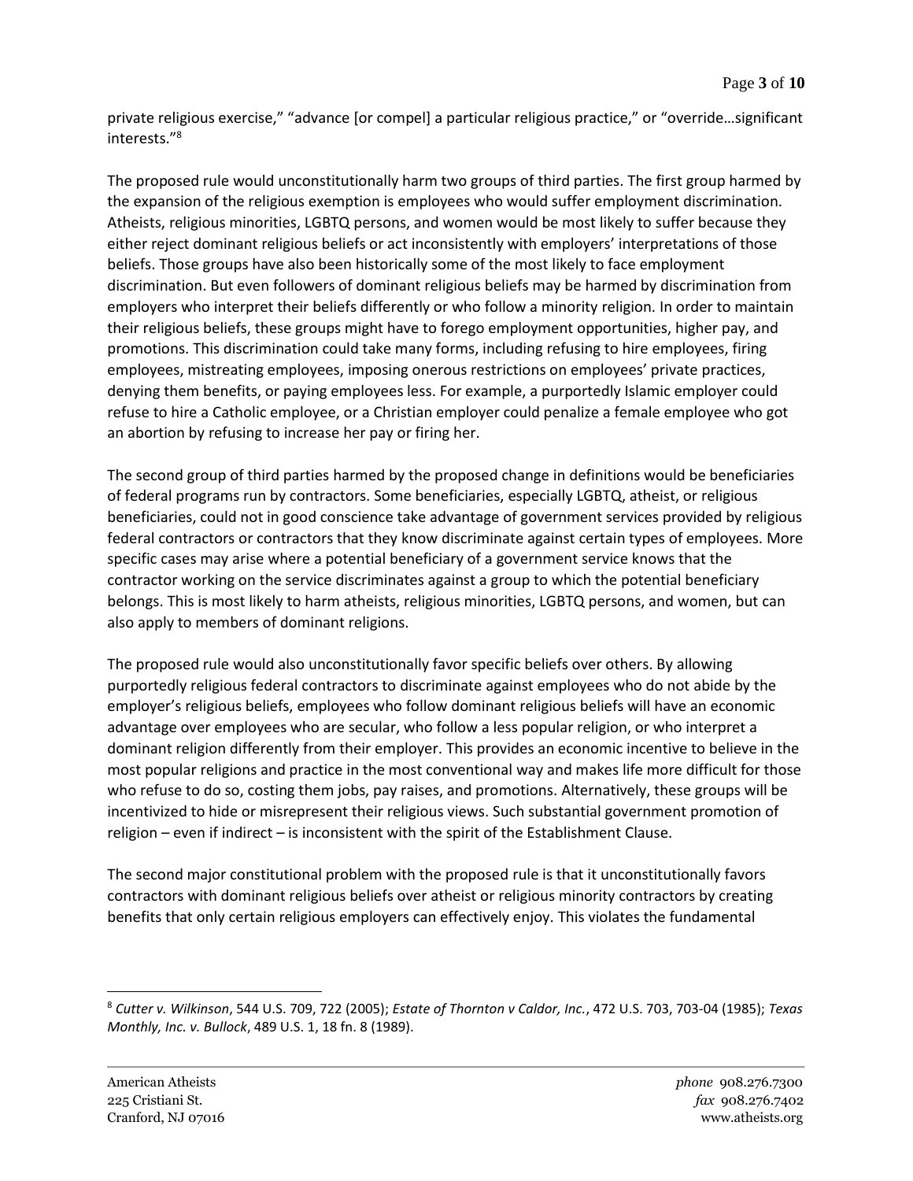private religious exercise," "advance [or compel] a particular religious practice," or "override…significant interests."[8]

The proposed rule would unconstitutionally harm two groups of third parties. The first group harmed by the expansion of the religious exemption is employees who would suffer employment discrimination. Atheists, religious minorities, LGBTQ persons, and women would be most likely to suffer because they either reject dominant religious beliefs or act inconsistently with employers' interpretations of those beliefs. Those groups have also been historically some of the most likely to face employment discrimination. But even followers of dominant religious beliefs may be harmed by discrimination from employers who interpret their beliefs differently or who follow a minority religion. In order to maintain their religious beliefs, these groups might have to forego employment opportunities, higher pay, and promotions. This discrimination could take many forms, including refusing to hire employees, firing employees, mistreating employees, imposing onerous restrictions on employees' private practices, denying them benefits, or paying employees less. For example, a purportedly Islamic employer could refuse to hire a Catholic employee, or a Christian employer could penalize a female employee who got an abortion by refusing to increase her pay or firing her.

The second group of third parties harmed by the proposed change in definitions would be beneficiaries of federal programs run by contractors. Some beneficiaries, especially LGBTQ, atheist, or religious beneficiaries, could not in good conscience take advantage of government services provided by religious federal contractors or contractors that they know discriminate against certain types of employees. More specific cases may arise where a potential beneficiary of a government service knows that the contractor working on the service discriminates against a group to which the potential beneficiary belongs. This is most likely to harm atheists, religious minorities, LGBTQ persons, and women, but can also apply to members of dominant religions.

The proposed rule would also unconstitutionally favor specific beliefs over others. By allowing purportedly religious federal contractors to discriminate against employees who do not abide by the employer's religious beliefs, employees who follow dominant religious beliefs will have an economic advantage over employees who are secular, who follow a less popular religion, or who interpret a dominant religion differently from their employer. This provides an economic incentive to believe in the most popular religions and practice in the most conventional way and makes life more difficult for those who refuse to do so, costing them jobs, pay raises, and promotions. Alternatively, these groups will be incentivized to hide or misrepresent their religious views. Such substantial government promotion of religion – even if indirect – is inconsistent with the spirit of the Establishment Clause.

The second major constitutional problem with the proposed rule is that it unconstitutionally favors contractors with dominant religious beliefs over atheist or religious minority contractors by creating benefits that only certain religious employers can effectively enjoy. This violates the fundamental

---

[8] *Cutter v. Wilkinson*, 544 U.S. 709, 722 (2005); *Estate of Thornton v Caldor, Inc.*, 472 U.S. 703, 703-04 (1985); *Texas Monthly, Inc. v. Bullock*, 489 U.S. 1, 18 fn. 8 (1989).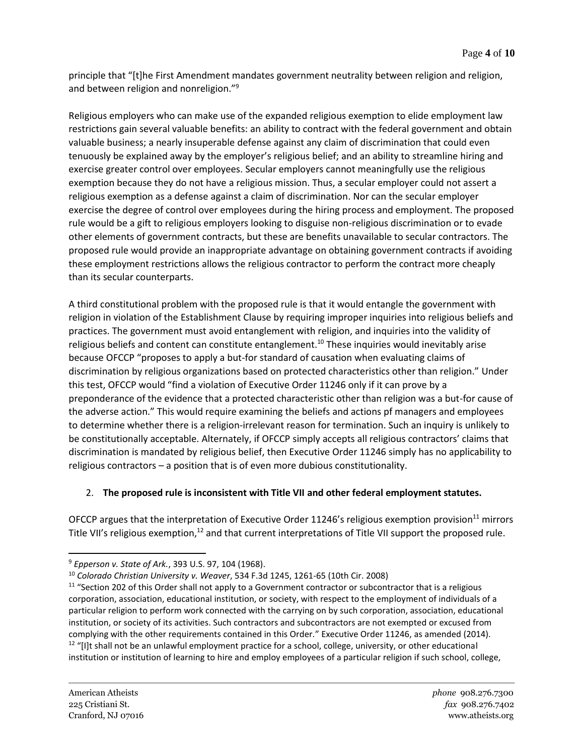principle that "[t]he First Amendment mandates government neutrality between religion and religion, and between religion and nonreligion."[9]

Religious employers who can make use of the expanded religious exemption to elide employment law restrictions gain several valuable benefits: an ability to contract with the federal government and obtain valuable business; a nearly insuperable defense against any claim of discrimination that could even tenuously be explained away by the employer's religious belief; and an ability to streamline hiring and exercise greater control over employees. Secular employers cannot meaningfully use the religious exemption because they do not have a religious mission. Thus, a secular employer could not assert a religious exemption as a defense against a claim of discrimination. Nor can the secular employer exercise the degree of control over employees during the hiring process and employment. The proposed rule would be a gift to religious employers looking to disguise non-religious discrimination or to evade other elements of government contracts, but these are benefits unavailable to secular contractors. The proposed rule would provide an inappropriate advantage on obtaining government contracts if avoiding these employment restrictions allows the religious contractor to perform the contract more cheaply than its secular counterparts.

A third constitutional problem with the proposed rule is that it would entangle the government with religion in violation of the Establishment Clause by requiring improper inquiries into religious beliefs and practices. The government must avoid entanglement with religion, and inquiries into the validity of religious beliefs and content can constitute entanglement.[10] These inquiries would inevitably arise because OFCCP "proposes to apply a but-for standard of causation when evaluating claims of discrimination by religious organizations based on protected characteristics other than religion." Under this test, OFCCP would "find a violation of Executive Order 11246 only if it can prove by a preponderance of the evidence that a protected characteristic other than religion was a but-for cause of the adverse action." This would require examining the beliefs and actions pf managers and employees to determine whether there is a religion-irrelevant reason for termination. Such an inquiry is unlikely to be constitutionally acceptable. Alternately, if OFCCP simply accepts all religious contractors' claims that discrimination is mandated by religious belief, then Executive Order 11246 simply has no applicability to religious contractors – a position that is of even more dubious constitutionality.

2. **The proposed rule is inconsistent with Title VII and other federal employment statutes.**

OFCCP argues that the interpretation of Executive Order 11246's religious exemption provision[11] mirrors Title VII's religious exemption,[12] and that current interpretations of Title VII support the proposed rule.

---

[9] *Epperson v. State of Ark.*, 393 U.S. 97, 104 (1968).

[10] *Colorado Christian University v. Weaver*, 534 F.3d 1245, 1261-65 (10th Cir. 2008)

[11] "Section 202 of this Order shall not apply to a Government contractor or subcontractor that is a religious corporation, association, educational institution, or society, with respect to the employment of individuals of a particular religion to perform work connected with the carrying on by such corporation, association, educational institution, or society of its activities. Such contractors and subcontractors are not exempted or excused from complying with the other requirements contained in this Order." Executive Order 11246, as amended (2014).

[12] "[I]t shall not be an unlawful employment practice for a school, college, university, or other educational institution or institution of learning to hire and employ employees of a particular religion if such school, college,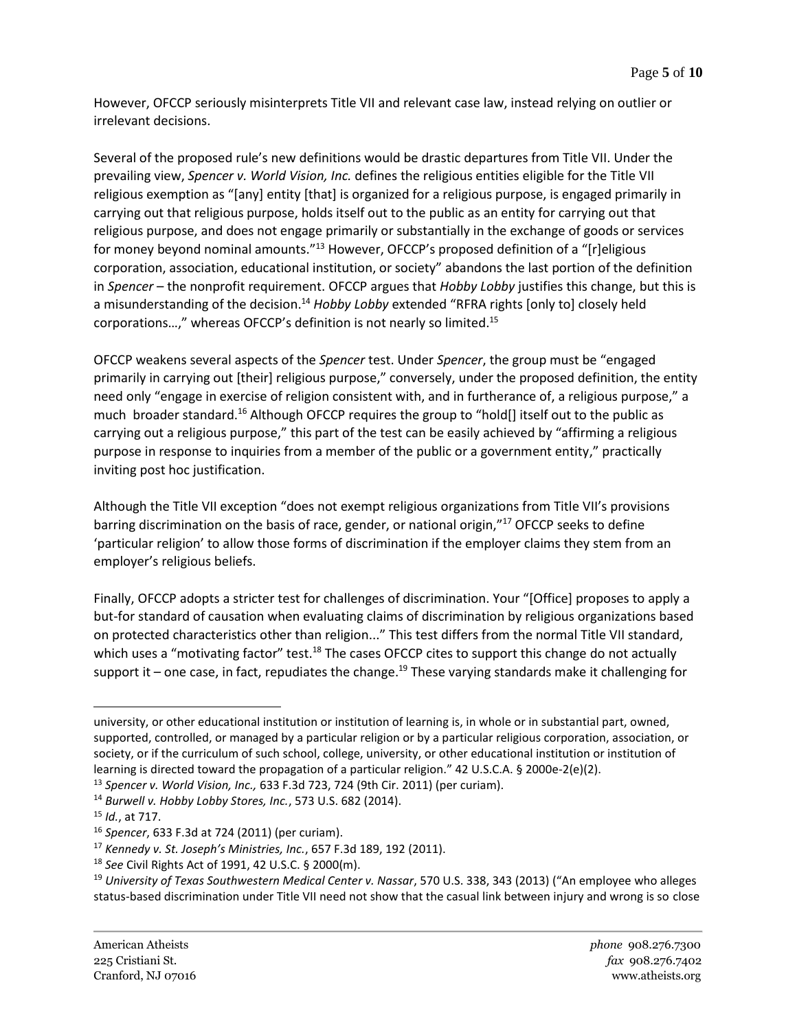However, OFCCP seriously misinterprets Title VII and relevant case law, instead relying on outlier or irrelevant decisions.

Several of the proposed rule's new definitions would be drastic departures from Title VII. Under the prevailing view, *Spencer v. World Vision, Inc.* defines the religious entities eligible for the Title VII religious exemption as "[any] entity [that] is organized for a religious purpose, is engaged primarily in carrying out that religious purpose, holds itself out to the public as an entity for carrying out that religious purpose, and does not engage primarily or substantially in the exchange of goods or services for money beyond nominal amounts."[13] However, OFCCP's proposed definition of a "[r]eligious corporation, association, educational institution, or society" abandons the last portion of the definition in *Spencer* – the nonprofit requirement. OFCCP argues that *Hobby Lobby* justifies this change, but this is a misunderstanding of the decision.[14] *Hobby Lobby* extended "RFRA rights [only to] closely held corporations…," whereas OFCCP's definition is not nearly so limited.[15]

OFCCP weakens several aspects of the *Spencer* test. Under *Spencer*, the group must be "engaged primarily in carrying out [their] religious purpose," conversely, under the proposed definition, the entity need only "engage in exercise of religion consistent with, and in furtherance of, a religious purpose," a much broader standard.[16] Although OFCCP requires the group to "hold[] itself out to the public as carrying out a religious purpose," this part of the test can be easily achieved by "affirming a religious purpose in response to inquiries from a member of the public or a government entity," practically inviting post hoc justification.

Although the Title VII exception "does not exempt religious organizations from Title VII's provisions barring discrimination on the basis of race, gender, or national origin,"[17] OFCCP seeks to define 'particular religion' to allow those forms of discrimination if the employer claims they stem from an employer's religious beliefs.

Finally, OFCCP adopts a stricter test for challenges of discrimination. Your "[Office] proposes to apply a but-for standard of causation when evaluating claims of discrimination by religious organizations based on protected characteristics other than religion..." This test differs from the normal Title VII standard, which uses a "motivating factor" test.[18] The cases OFCCP cites to support this change do not actually support it – one case, in fact, repudiates the change.[19] These varying standards make it challenging for

---

university, or other educational institution or institution of learning is, in whole or in substantial part, owned, supported, controlled, or managed by a particular religion or by a particular religious corporation, association, or society, or if the curriculum of such school, college, university, or other educational institution or institution of learning is directed toward the propagation of a particular religion." 42 U.S.C.A. § 2000e-2(e)(2).

[13] *Spencer v. World Vision, Inc.,* 633 F.3d 723, 724 (9th Cir. 2011) (per curiam).

[14] *Burwell v. Hobby Lobby Stores, Inc.*, 573 U.S. 682 (2014).

[15] *Id.*, at 717.

[16] *Spencer*, 633 F.3d at 724 (2011) (per curiam).

[17] *Kennedy v. St. Joseph's Ministries, Inc.*, 657 F.3d 189, 192 (2011).

[18] *See* Civil Rights Act of 1991, 42 U.S.C. § 2000(m).

[19] *University of Texas Southwestern Medical Center v. Nassar*, 570 U.S. 338, 343 (2013) ("An employee who alleges status-based discrimination under Title VII need not show that the casual link between injury and wrong is so close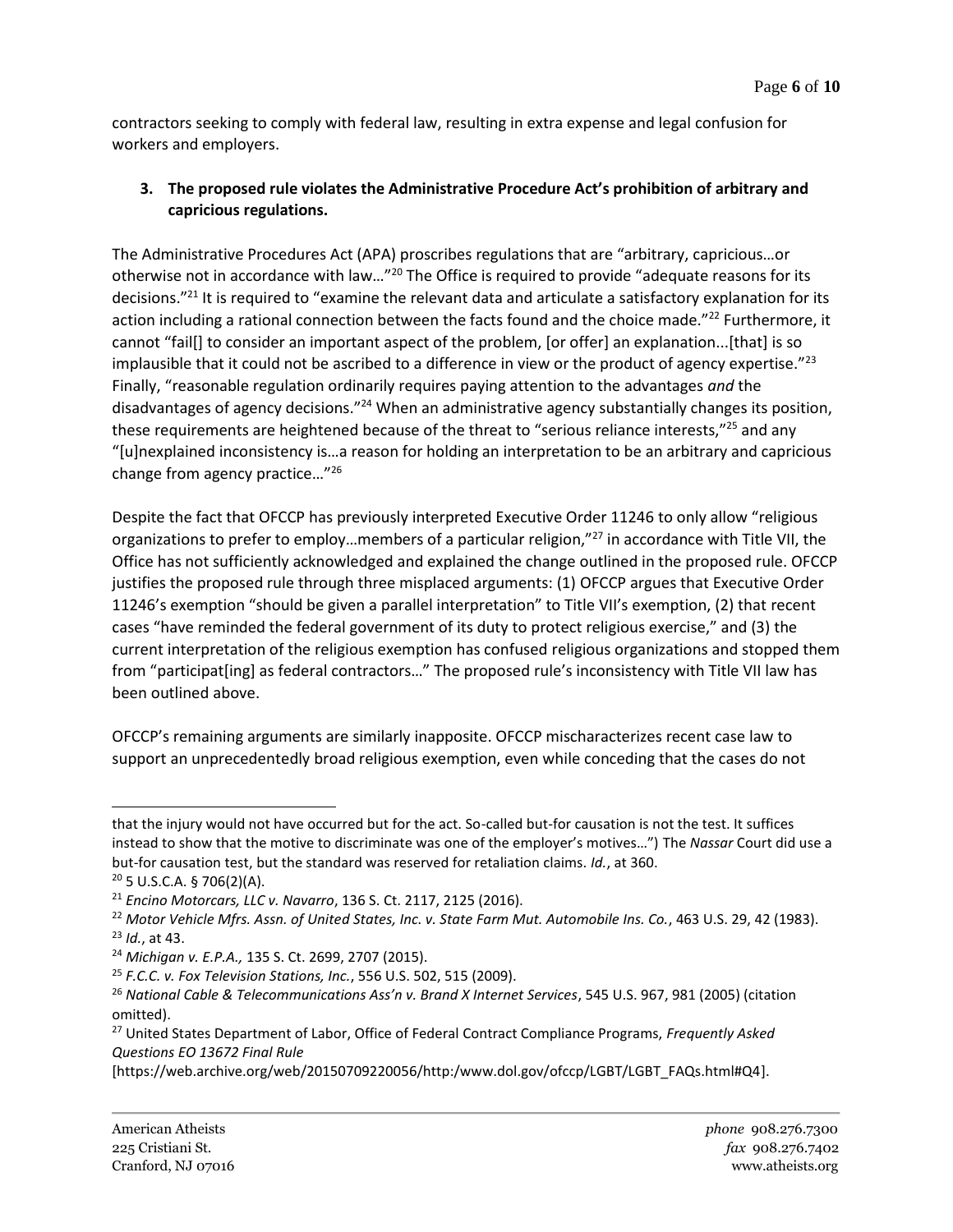contractors seeking to comply with federal law, resulting in extra expense and legal confusion for workers and employers.

**3. The proposed rule violates the Administrative Procedure Act's prohibition of arbitrary and capricious regulations.**

The Administrative Procedures Act (APA) proscribes regulations that are "arbitrary, capricious…or otherwise not in accordance with law…"[20] The Office is required to provide "adequate reasons for its decisions."[21] It is required to "examine the relevant data and articulate a satisfactory explanation for its action including a rational connection between the facts found and the choice made."[22] Furthermore, it cannot "fail[] to consider an important aspect of the problem, [or offer] an explanation...[that] is so implausible that it could not be ascribed to a difference in view or the product of agency expertise."[23] Finally, "reasonable regulation ordinarily requires paying attention to the advantages *and* the disadvantages of agency decisions."[24] When an administrative agency substantially changes its position, these requirements are heightened because of the threat to "serious reliance interests,"[25] and any "[u]nexplained inconsistency is…a reason for holding an interpretation to be an arbitrary and capricious change from agency practice…"[26]

Despite the fact that OFCCP has previously interpreted Executive Order 11246 to only allow "religious organizations to prefer to employ…members of a particular religion,"[27] in accordance with Title VII, the Office has not sufficiently acknowledged and explained the change outlined in the proposed rule. OFCCP justifies the proposed rule through three misplaced arguments: (1) OFCCP argues that Executive Order 11246's exemption "should be given a parallel interpretation" to Title VII's exemption, (2) that recent cases "have reminded the federal government of its duty to protect religious exercise," and (3) the current interpretation of the religious exemption has confused religious organizations and stopped them from "participat[ing] as federal contractors…" The proposed rule's inconsistency with Title VII law has been outlined above.

OFCCP's remaining arguments are similarly inapposite. OFCCP mischaracterizes recent case law to support an unprecedentedly broad religious exemption, even while conceding that the cases do not

---

that the injury would not have occurred but for the act. So-called but-for causation is not the test. It suffices instead to show that the motive to discriminate was one of the employer's motives…") The *Nassar* Court did use a but-for causation test, but the standard was reserved for retaliation claims. *Id.*, at 360.

[20] 5 U.S.C.A. § 706(2)(A).

[21] *Encino Motorcars, LLC v. Navarro*, 136 S. Ct. 2117, 2125 (2016).

[22] *Motor Vehicle Mfrs. Assn. of United States, Inc. v. State Farm Mut. Automobile Ins. Co.*, 463 U.S. 29, 42 (1983).

[23] *Id.*, at 43.

[24] *Michigan v. E.P.A.,* 135 S. Ct. 2699, 2707 (2015).

[25] *F.C.C. v. Fox Television Stations, Inc.*, 556 U.S. 502, 515 (2009).

[26] *National Cable & Telecommunications Ass'n v. Brand X Internet Services*, 545 U.S. 967, 981 (2005) (citation omitted).

[27] United States Department of Labor, Office of Federal Contract Compliance Programs, *Frequently Asked Questions EO 13672 Final Rule* [https://web.archive.org/web/20150709220056/http:/www.dol.gov/ofccp/LGBT/LGBT_FAQs.html#Q4].

American Atheists
225 Cristiani St.
Cranford, NJ 07016

*phone* 908.276.7300
*fax* 908.276.7402
www.atheists.org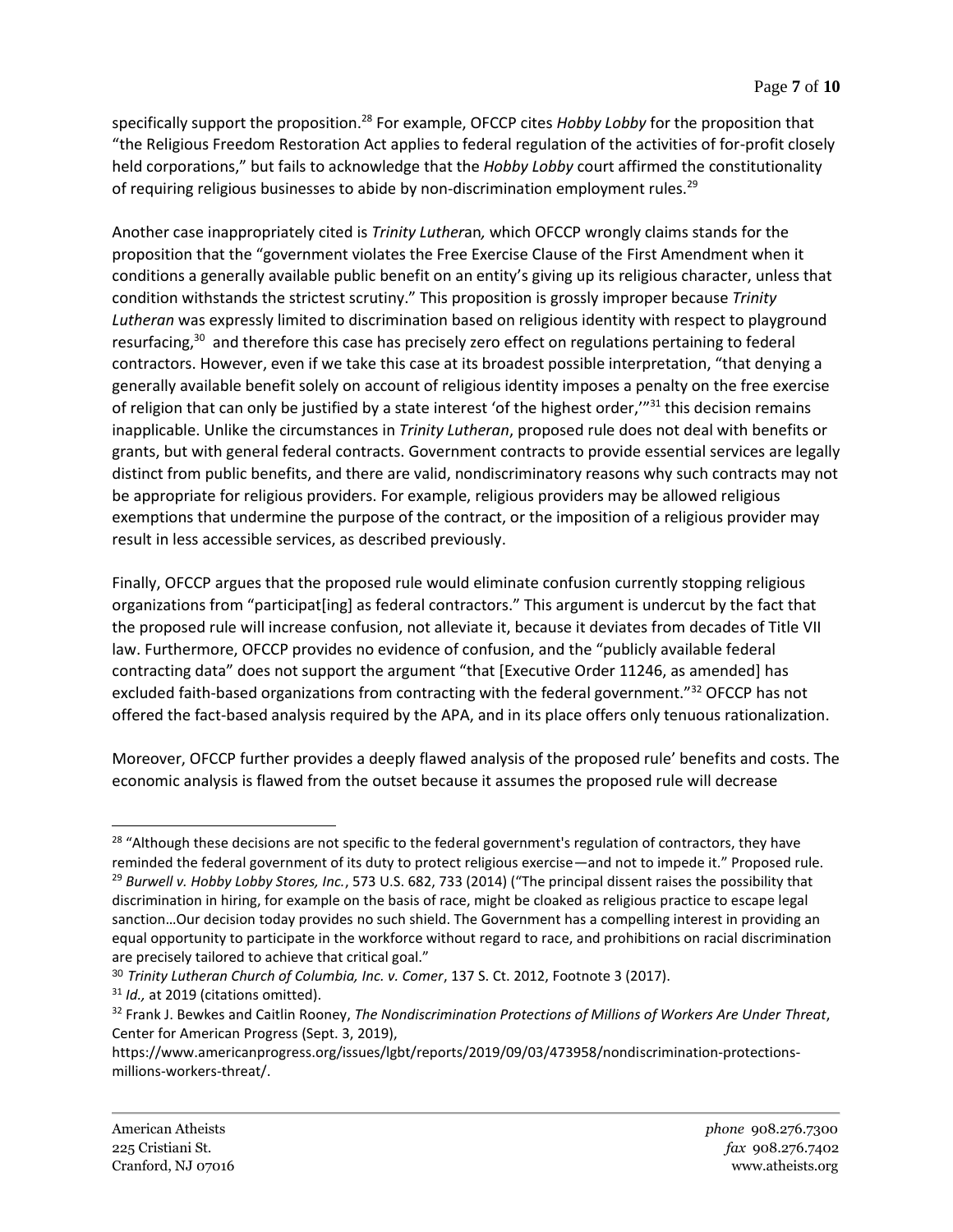specifically support the proposition.[28] For example, OFCCP cites *Hobby Lobby* for the proposition that "the Religious Freedom Restoration Act applies to federal regulation of the activities of for-profit closely held corporations," but fails to acknowledge that the *Hobby Lobby* court affirmed the constitutionality of requiring religious businesses to abide by non-discrimination employment rules.[29]

Another case inappropriately cited is *Trinity Lutheran,* which OFCCP wrongly claims stands for the proposition that the "government violates the Free Exercise Clause of the First Amendment when it conditions a generally available public benefit on an entity's giving up its religious character, unless that condition withstands the strictest scrutiny." This proposition is grossly improper because *Trinity Lutheran* was expressly limited to discrimination based on religious identity with respect to playground resurfacing,[30] and therefore this case has precisely zero effect on regulations pertaining to federal contractors. However, even if we take this case at its broadest possible interpretation, "that denying a generally available benefit solely on account of religious identity imposes a penalty on the free exercise of religion that can only be justified by a state interest 'of the highest order,'"[31] this decision remains inapplicable. Unlike the circumstances in *Trinity Lutheran*, proposed rule does not deal with benefits or grants, but with general federal contracts. Government contracts to provide essential services are legally distinct from public benefits, and there are valid, nondiscriminatory reasons why such contracts may not be appropriate for religious providers. For example, religious providers may be allowed religious exemptions that undermine the purpose of the contract, or the imposition of a religious provider may result in less accessible services, as described previously.

Finally, OFCCP argues that the proposed rule would eliminate confusion currently stopping religious organizations from "participat[ing] as federal contractors." This argument is undercut by the fact that the proposed rule will increase confusion, not alleviate it, because it deviates from decades of Title VII law. Furthermore, OFCCP provides no evidence of confusion, and the "publicly available federal contracting data" does not support the argument "that [Executive Order 11246, as amended] has excluded faith-based organizations from contracting with the federal government."[32] OFCCP has not offered the fact-based analysis required by the APA, and in its place offers only tenuous rationalization.

Moreover, OFCCP further provides a deeply flawed analysis of the proposed rule' benefits and costs. The economic analysis is flawed from the outset because it assumes the proposed rule will decrease

---

[28] "Although these decisions are not specific to the federal government's regulation of contractors, they have reminded the federal government of its duty to protect religious exercise—and not to impede it." Proposed rule.

[29] *Burwell v. Hobby Lobby Stores, Inc.*, 573 U.S. 682, 733 (2014) ("The principal dissent raises the possibility that discrimination in hiring, for example on the basis of race, might be cloaked as religious practice to escape legal sanction…Our decision today provides no such shield. The Government has a compelling interest in providing an equal opportunity to participate in the workforce without regard to race, and prohibitions on racial discrimination are precisely tailored to achieve that critical goal."

[30] *Trinity Lutheran Church of Columbia, Inc. v. Comer*, 137 S. Ct. 2012, Footnote 3 (2017).

[31] *Id.,* at 2019 (citations omitted).

[32] Frank J. Bewkes and Caitlin Rooney, *The Nondiscrimination Protections of Millions of Workers Are Under Threat*, Center for American Progress (Sept. 3, 2019), https://www.americanprogress.org/issues/lgbt/reports/2019/09/03/473958/nondiscrimination-protections-millions-workers-threat/.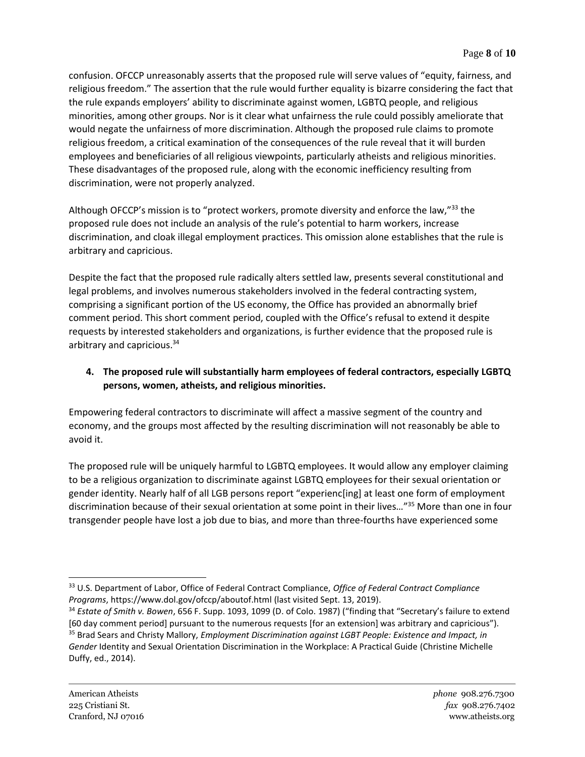confusion. OFCCP unreasonably asserts that the proposed rule will serve values of "equity, fairness, and religious freedom." The assertion that the rule would further equality is bizarre considering the fact that the rule expands employers' ability to discriminate against women, LGBTQ people, and religious minorities, among other groups. Nor is it clear what unfairness the rule could possibly ameliorate that would negate the unfairness of more discrimination. Although the proposed rule claims to promote religious freedom, a critical examination of the consequences of the rule reveal that it will burden employees and beneficiaries of all religious viewpoints, particularly atheists and religious minorities. These disadvantages of the proposed rule, along with the economic inefficiency resulting from discrimination, were not properly analyzed.

Although OFCCP's mission is to "protect workers, promote diversity and enforce the law,"[33] the proposed rule does not include an analysis of the rule's potential to harm workers, increase discrimination, and cloak illegal employment practices. This omission alone establishes that the rule is arbitrary and capricious.

Despite the fact that the proposed rule radically alters settled law, presents several constitutional and legal problems, and involves numerous stakeholders involved in the federal contracting system, comprising a significant portion of the US economy, the Office has provided an abnormally brief comment period. This short comment period, coupled with the Office's refusal to extend it despite requests by interested stakeholders and organizations, is further evidence that the proposed rule is arbitrary and capricious.[34]

**4. The proposed rule will substantially harm employees of federal contractors, especially LGBTQ persons, women, atheists, and religious minorities.**

Empowering federal contractors to discriminate will affect a massive segment of the country and economy, and the groups most affected by the resulting discrimination will not reasonably be able to avoid it.

The proposed rule will be uniquely harmful to LGBTQ employees. It would allow any employer claiming to be a religious organization to discriminate against LGBTQ employees for their sexual orientation or gender identity. Nearly half of all LGB persons report "experienc[ing] at least one form of employment discrimination because of their sexual orientation at some point in their lives…"[35] More than one in four transgender people have lost a job due to bias, and more than three-fourths have experienced some

---

[33] U.S. Department of Labor, Office of Federal Contract Compliance, *Office of Federal Contract Compliance Programs*, https://www.dol.gov/ofccp/aboutof.html (last visited Sept. 13, 2019).

[34] *Estate of Smith v. Bowen*, 656 F. Supp. 1093, 1099 (D. of Colo. 1987) ("finding that "Secretary's failure to extend [60 day comment period] pursuant to the numerous requests [for an extension] was arbitrary and capricious").

[35] Brad Sears and Christy Mallory, *Employment Discrimination against LGBT People: Existence and Impact, in Gender* Identity and Sexual Orientation Discrimination in the Workplace: A Practical Guide (Christine Michelle Duffy, ed., 2014).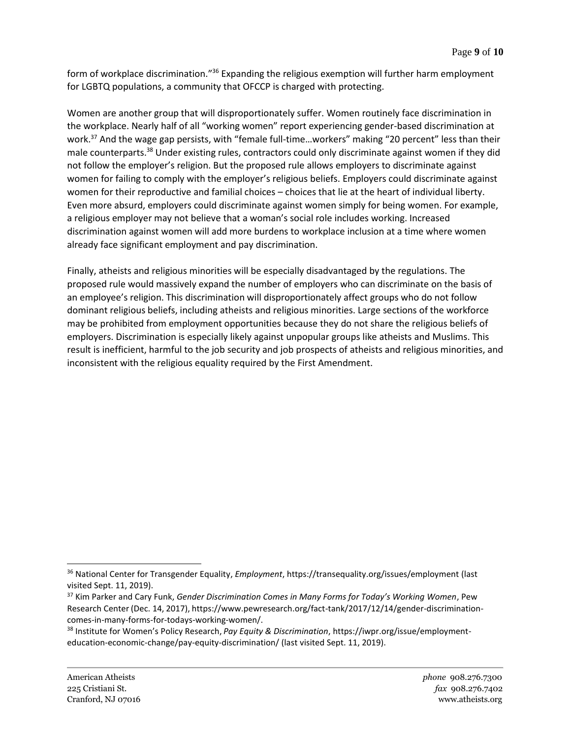form of workplace discrimination."[36] Expanding the religious exemption will further harm employment for LGBTQ populations, a community that OFCCP is charged with protecting.

Women are another group that will disproportionately suffer. Women routinely face discrimination in the workplace. Nearly half of all "working women" report experiencing gender-based discrimination at work.[37] And the wage gap persists, with "female full-time…workers" making "20 percent" less than their male counterparts.[38] Under existing rules, contractors could only discriminate against women if they did not follow the employer's religion. But the proposed rule allows employers to discriminate against women for failing to comply with the employer's religious beliefs. Employers could discriminate against women for their reproductive and familial choices – choices that lie at the heart of individual liberty. Even more absurd, employers could discriminate against women simply for being women. For example, a religious employer may not believe that a woman's social role includes working. Increased discrimination against women will add more burdens to workplace inclusion at a time where women already face significant employment and pay discrimination.

Finally, atheists and religious minorities will be especially disadvantaged by the regulations. The proposed rule would massively expand the number of employers who can discriminate on the basis of an employee's religion. This discrimination will disproportionately affect groups who do not follow dominant religious beliefs, including atheists and religious minorities. Large sections of the workforce may be prohibited from employment opportunities because they do not share the religious beliefs of employers. Discrimination is especially likely against unpopular groups like atheists and Muslims. This result is inefficient, harmful to the job security and job prospects of atheists and religious minorities, and inconsistent with the religious equality required by the First Amendment.

---

[36] National Center for Transgender Equality, *Employment*, https://transequality.org/issues/employment (last visited Sept. 11, 2019).

[37] Kim Parker and Cary Funk, *Gender Discrimination Comes in Many Forms for Today's Working Women*, Pew Research Center (Dec. 14, 2017), https://www.pewresearch.org/fact-tank/2017/12/14/gender-discrimination-comes-in-many-forms-for-todays-working-women/.

[38] Institute for Women's Policy Research, *Pay Equity & Discrimination*, https://iwpr.org/issue/employment-education-economic-change/pay-equity-discrimination/ (last visited Sept. 11, 2019).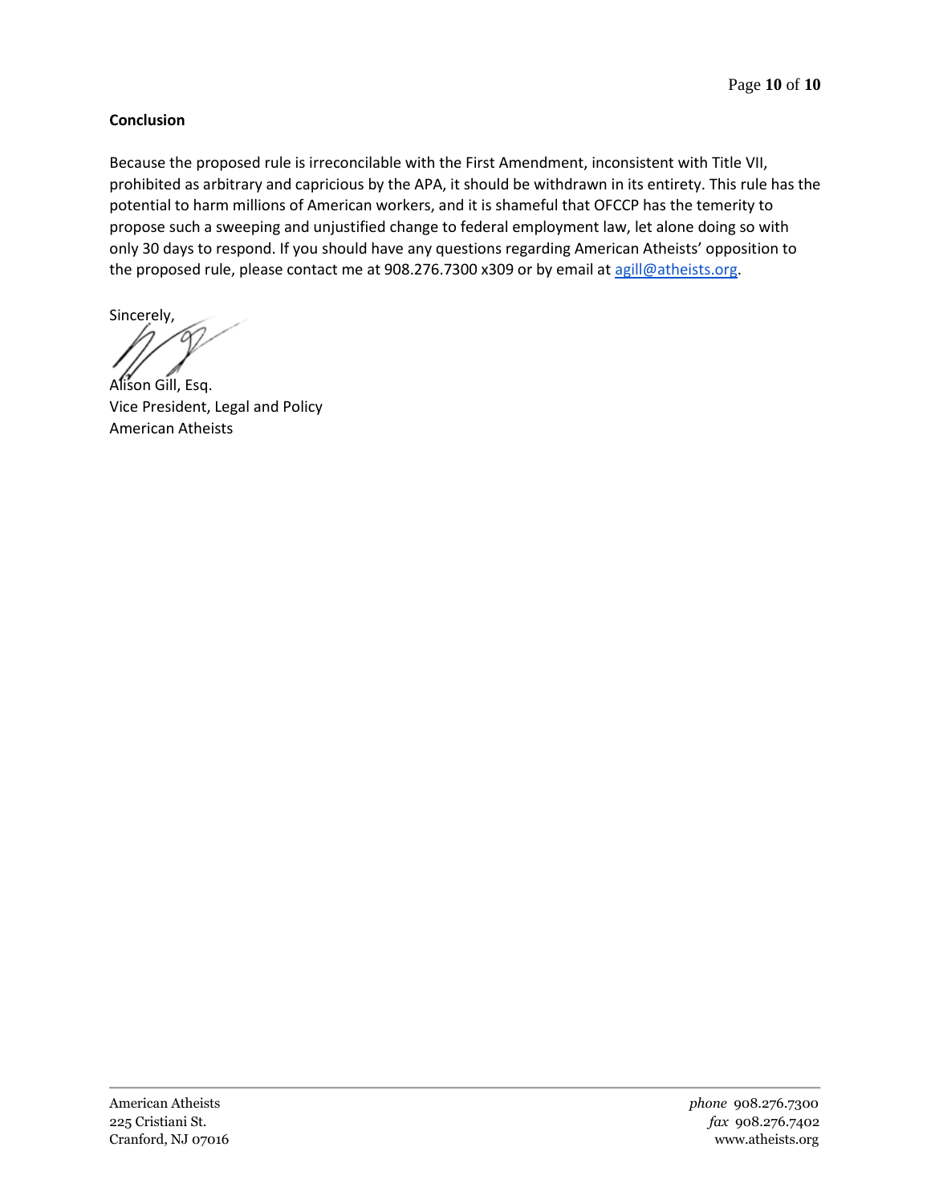**Conclusion**

Because the proposed rule is irreconcilable with the First Amendment, inconsistent with Title VII, prohibited as arbitrary and capricious by the APA, it should be withdrawn in its entirety. This rule has the potential to harm millions of American workers, and it is shameful that OFCCP has the temerity to propose such a sweeping and unjustified change to federal employment law, let alone doing so with only 30 days to respond. If you should have any questions regarding American Atheists' opposition to the proposed rule, please contact me at 908.276.7300 x309 or by email at agill@atheists.org.

Sincerely,

Alison Gill, Esq.
Vice President, Legal and Policy
American Atheists